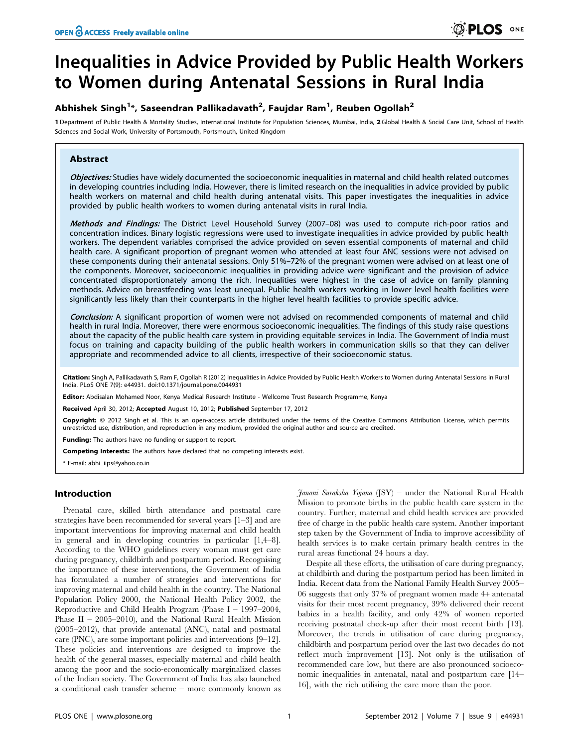# Inequalities in Advice Provided by Public Health Workers to Women during Antenatal Sessions in Rural India

**Abhishek Singh[1]*, Saseendran Pallikadavath[2], Faujdar Ram[1], Reuben Ogollah[2]**

1 Department of Public Health & Mortality Studies, International Institute for Population Sciences, Mumbai, India, 2 Global Health & Social Care Unit, School of Health Sciences and Social Work, University of Portsmouth, Portsmouth, United Kingdom

## Abstract

***Objectives:*** Studies have widely documented the socioeconomic inequalities in maternal and child health related outcomes in developing countries including India. However, there is limited research on the inequalities in advice provided by public health workers on maternal and child health during antenatal visits. This paper investigates the inequalities in advice provided by public health workers to women during antenatal visits in rural India.

***Methods and Findings:*** The District Level Household Survey (2007–08) was used to compute rich-poor ratios and concentration indices. Binary logistic regressions were used to investigate inequalities in advice provided by public health workers. The dependent variables comprised the advice provided on seven essential components of maternal and child health care. A significant proportion of pregnant women who attended at least four ANC sessions were not advised on these components during their antenatal sessions. Only 51%–72% of the pregnant women were advised on at least one of the components. Moreover, socioeconomic inequalities in providing advice were significant and the provision of advice concentrated disproportionately among the rich. Inequalities were highest in the case of advice on family planning methods. Advice on breastfeeding was least unequal. Public health workers working in lower level health facilities were significantly less likely than their counterparts in the higher level health facilities to provide specific advice.

***Conclusion:*** A significant proportion of women were not advised on recommended components of maternal and child health in rural India. Moreover, there were enormous socioeconomic inequalities. The findings of this study raise questions about the capacity of the public health care system in providing equitable services in India. The Government of India must focus on training and capacity building of the public health workers in communication skills so that they can deliver appropriate and recommended advice to all clients, irrespective of their socioeconomic status.

**Citation:** Singh A, Pallikadavath S, Ram F, Ogollah R (2012) Inequalities in Advice Provided by Public Health Workers to Women during Antenatal Sessions in Rural India. PLoS ONE 7(9): e44931. doi:10.1371/journal.pone.0044931

**Editor:** Abdisalan Mohamed Noor, Kenya Medical Research Institute - Wellcome Trust Research Programme, Kenya

**Received** April 30, 2012; **Accepted** August 10, 2012; **Published** September 17, 2012

**Copyright:** © 2012 Singh et al. This is an open-access article distributed under the terms of the Creative Commons Attribution License, which permits unrestricted use, distribution, and reproduction in any medium, provided the original author and source are credited.

**Funding:** The authors have no funding or support to report.

**Competing Interests:** The authors have declared that no competing interests exist.

* E-mail: abhi_iips@yahoo.co.in

## Introduction

Prenatal care, skilled birth attendance and postnatal care strategies have been recommended for several years [1–3] and are important interventions for improving maternal and child health in general and in developing countries in particular [1,4–8]. According to the WHO guidelines every woman must get care during pregnancy, childbirth and postpartum period. Recognising the importance of these interventions, the Government of India has formulated a number of strategies and interventions for improving maternal and child health in the country. The National Population Policy 2000, the National Health Policy 2002, the Reproductive and Child Health Program (Phase I – 1997–2004, Phase II – 2005–2010), and the National Rural Health Mission (2005–2012), that provide antenatal (ANC), natal and postnatal care (PNC), are some important policies and interventions [9–12]. These policies and interventions are designed to improve the health of the general masses, especially maternal and child health among the poor and the socio-economically marginalized classes of the Indian society. The Government of India has also launched a conditional cash transfer scheme – more commonly known as *Janani Suraksha Yojana* (JSY) – under the National Rural Health Mission to promote births in the public health care system in the country. Further, maternal and child health services are provided free of charge in the public health care system. Another important step taken by the Government of India to improve accessibility of health services is to make certain primary health centres in the rural areas functional 24 hours a day.

Despite all these efforts, the utilisation of care during pregnancy, at childbirth and during the postpartum period has been limited in India. Recent data from the National Family Health Survey 2005–06 suggests that only 37% of pregnant women made 4+ antenatal visits for their most recent pregnancy, 39% delivered their recent babies in a health facility, and only 42% of women reported receiving postnatal check-up after their most recent birth [13]. Moreover, the trends in utilisation of care during pregnancy, childbirth and postpartum period over the last two decades do not reflect much improvement [13]. Not only is the utilisation of recommended care low, but there are also pronounced socioeconomic inequalities in antenatal, natal and postpartum care [14–16], with the rich utilising the care more than the poor.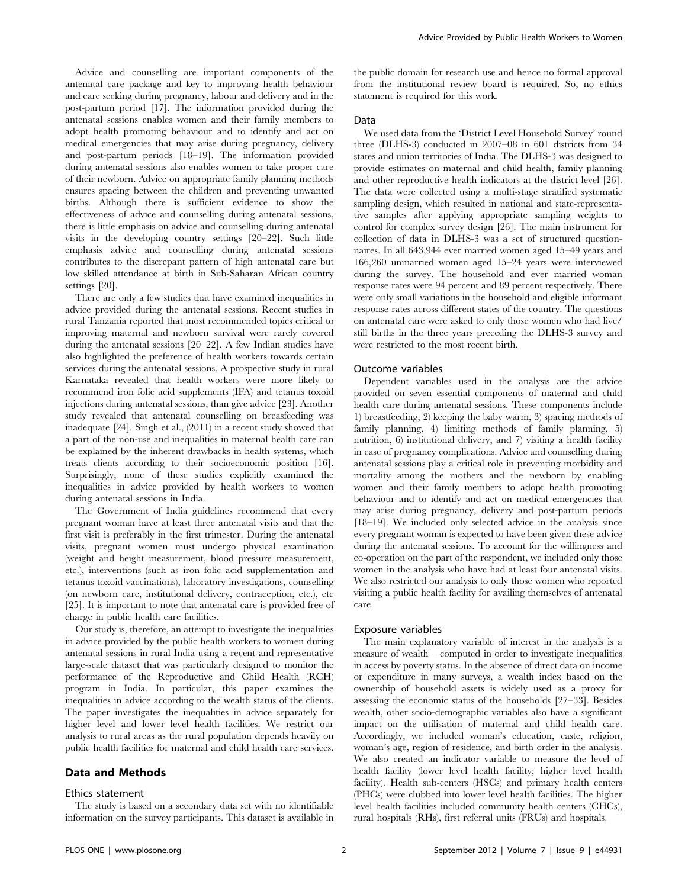Advice and counselling are important components of the antenatal care package and key to improving health behaviour and care seeking during pregnancy, labour and delivery and in the post-partum period [17]. The information provided during the antenatal sessions enables women and their family members to adopt health promoting behaviour and to identify and act on medical emergencies that may arise during pregnancy, delivery and post-partum periods [18–19]. The information provided during antenatal sessions also enables women to take proper care of their newborn. Advice on appropriate family planning methods ensures spacing between the children and preventing unwanted births. Although there is sufficient evidence to show the effectiveness of advice and counselling during antenatal sessions, there is little emphasis on advice and counselling during antenatal visits in the developing country settings [20–22]. Such little emphasis advice and counselling during antenatal sessions contributes to the discrepant pattern of high antenatal care but low skilled attendance at birth in Sub-Saharan African country settings [20].

There are only a few studies that have examined inequalities in advice provided during the antenatal sessions. Recent studies in rural Tanzania reported that most recommended topics critical to improving maternal and newborn survival were rarely covered during the antenatal sessions [20–22]. A few Indian studies have also highlighted the preference of health workers towards certain services during the antenatal sessions. A prospective study in rural Karnataka revealed that health workers were more likely to recommend iron folic acid supplements (IFA) and tetanus toxoid injections during antenatal sessions, than give advice [23]. Another study revealed that antenatal counselling on breastfeeding was inadequate [24]. Singh et al., (2011) in a recent study showed that a part of the non-use and inequalities in maternal health care can be explained by the inherent drawbacks in health systems, which treats clients according to their socioeconomic position [16]. Surprisingly, none of these studies explicitly examined the inequalities in advice provided by health workers to women during antenatal sessions in India.

The Government of India guidelines recommend that every pregnant woman have at least three antenatal visits and that the first visit is preferably in the first trimester. During the antenatal visits, pregnant women must undergo physical examination (weight and height measurement, blood pressure measurement, etc.), interventions (such as iron folic acid supplementation and tetanus toxoid vaccinations), laboratory investigations, counselling (on newborn care, institutional delivery, contraception, etc.), etc [25]. It is important to note that antenatal care is provided free of charge in public health care facilities.

Our study is, therefore, an attempt to investigate the inequalities in advice provided by the public health workers to women during antenatal sessions in rural India using a recent and representative large-scale dataset that was particularly designed to monitor the performance of the Reproductive and Child Health (RCH) program in India. In particular, this paper examines the inequalities in advice according to the wealth status of the clients. The paper investigates the inequalities in advice separately for higher level and lower level health facilities. We restrict our analysis to rural areas as the rural population depends heavily on public health facilities for maternal and child health care services.

## Data and Methods

### Ethics statement

The study is based on a secondary data set with no identifiable information on the survey participants. This dataset is available in the public domain for research use and hence no formal approval from the institutional review board is required. So, no ethics statement is required for this work.

### Data

We used data from the 'District Level Household Survey' round three (DLHS-3) conducted in 2007–08 in 601 districts from 34 states and union territories of India. The DLHS-3 was designed to provide estimates on maternal and child health, family planning and other reproductive health indicators at the district level [26]. The data were collected using a multi-stage stratified systematic sampling design, which resulted in national and state-representative samples after applying appropriate sampling weights to control for complex survey design [26]. The main instrument for collection of data in DLHS-3 was a set of structured questionnaires. In all 643,944 ever married women aged 15–49 years and 166,260 unmarried women aged 15–24 years were interviewed during the survey. The household and ever married woman response rates were 94 percent and 89 percent respectively. There were only small variations in the household and eligible informant response rates across different states of the country. The questions on antenatal care were asked to only those women who had live/still births in the three years preceding the DLHS-3 survey and were restricted to the most recent birth.

### Outcome variables

Dependent variables used in the analysis are the advice provided on seven essential components of maternal and child health care during antenatal sessions. These components include 1) breastfeeding, 2) keeping the baby warm, 3) spacing methods of family planning, 4) limiting methods of family planning, 5) nutrition, 6) institutional delivery, and 7) visiting a health facility in case of pregnancy complications. Advice and counselling during antenatal sessions play a critical role in preventing morbidity and mortality among the mothers and the newborn by enabling women and their family members to adopt health promoting behaviour and to identify and act on medical emergencies that may arise during pregnancy, delivery and post-partum periods [18–19]. We included only selected advice in the analysis since every pregnant woman is expected to have been given these advice during the antenatal sessions. To account for the willingness and co-operation on the part of the respondent, we included only those women in the analysis who have had at least four antenatal visits. We also restricted our analysis to only those women who reported visiting a public health facility for availing themselves of antenatal care.

### Exposure variables

The main explanatory variable of interest in the analysis is a measure of wealth – computed in order to investigate inequalities in access by poverty status. In the absence of direct data on income or expenditure in many surveys, a wealth index based on the ownership of household assets is widely used as a proxy for assessing the economic status of the households [27–33]. Besides wealth, other socio-demographic variables also have a significant impact on the utilisation of maternal and child health care. Accordingly, we included woman's education, caste, religion, woman's age, region of residence, and birth order in the analysis. We also created an indicator variable to measure the level of health facility (lower level health facility; higher level health facility). Health sub-centers (HSCs) and primary health centers (PHCs) were clubbed into lower level health facilities. The higher level health facilities included community health centers (CHCs), rural hospitals (RHs), first referral units (FRUs) and hospitals.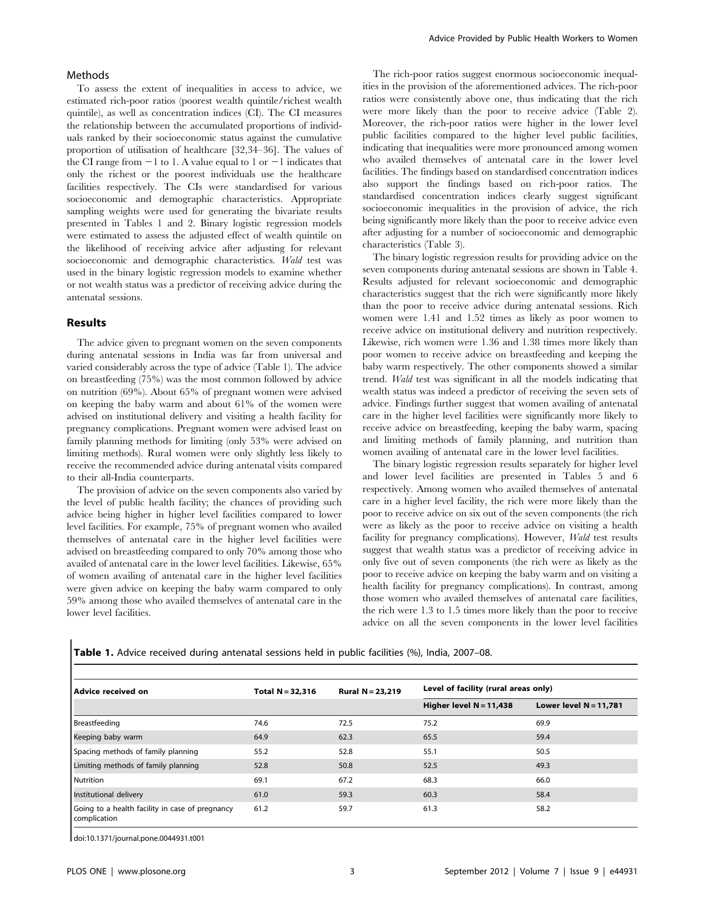## Methods

To assess the extent of inequalities in access to advice, we estimated rich-poor ratios (poorest wealth quintile/richest wealth quintile), as well as concentration indices (CI). The CI measures the relationship between the accumulated proportions of individuals ranked by their socioeconomic status against the cumulative proportion of utilisation of healthcare [32,34–36]. The values of the CI range from −1 to 1. A value equal to 1 or −1 indicates that only the richest or the poorest individuals use the healthcare facilities respectively. The CIs were standardised for various socioeconomic and demographic characteristics. Appropriate sampling weights were used for generating the bivariate results presented in Tables 1 and 2. Binary logistic regression models were estimated to assess the adjusted effect of wealth quintile on the likelihood of receiving advice after adjusting for relevant socioeconomic and demographic characteristics. *Wald* test was used in the binary logistic regression models to examine whether or not wealth status was a predictor of receiving advice during the antenatal sessions.

## Results

The advice given to pregnant women on the seven components during antenatal sessions in India was far from universal and varied considerably across the type of advice (Table 1). The advice on breastfeeding (75%) was the most common followed by advice on nutrition (69%). About 65% of pregnant women were advised on keeping the baby warm and about 61% of the women were advised on institutional delivery and visiting a health facility for pregnancy complications. Pregnant women were advised least on family planning methods for limiting (only 53% were advised on limiting methods). Rural women were only slightly less likely to receive the recommended advice during antenatal visits compared to their all-India counterparts.

The provision of advice on the seven components also varied by the level of public health facility; the chances of providing such advice being higher in higher level facilities compared to lower level facilities. For example, 75% of pregnant women who availed themselves of antenatal care in the higher level facilities were advised on breastfeeding compared to only 70% among those who availed of antenatal care in the lower level facilities. Likewise, 65% of women availing of antenatal care in the higher level facilities were given advice on keeping the baby warm compared to only 59% among those who availed themselves of antenatal care in the lower level facilities.

The rich-poor ratios suggest enormous socioeconomic inequalities in the provision of the aforementioned advices. The rich-poor ratios were consistently above one, thus indicating that the rich were more likely than the poor to receive advice (Table 2). Moreover, the rich-poor ratios were higher in the lower level public facilities compared to the higher level public facilities, indicating that inequalities were more pronounced among women who availed themselves of antenatal care in the lower level facilities. The findings based on standardised concentration indices also support the findings based on rich-poor ratios. The standardised concentration indices clearly suggest significant socioeconomic inequalities in the provision of advice, the rich being significantly more likely than the poor to receive advice even after adjusting for a number of socioeconomic and demographic characteristics (Table 3).

The binary logistic regression results for providing advice on the seven components during antenatal sessions are shown in Table 4. Results adjusted for relevant socioeconomic and demographic characteristics suggest that the rich were significantly more likely than the poor to receive advice during antenatal sessions. Rich women were 1.41 and 1.52 times as likely as poor women to receive advice on institutional delivery and nutrition respectively. Likewise, rich women were 1.36 and 1.38 times more likely than poor women to receive advice on breastfeeding and keeping the baby warm respectively. The other components showed a similar trend. *Wald* test was significant in all the models indicating that wealth status was indeed a predictor of receiving the seven sets of advice. Findings further suggest that women availing of antenatal care in the higher level facilities were significantly more likely to receive advice on breastfeeding, keeping the baby warm, spacing and limiting methods of family planning, and nutrition than women availing of antenatal care in the lower level facilities.

The binary logistic regression results separately for higher level and lower level facilities are presented in Tables 5 and 6 respectively. Among women who availed themselves of antenatal care in a higher level facility, the rich were more likely than the poor to receive advice on six out of the seven components (the rich were as likely as the poor to receive advice on visiting a health facility for pregnancy complications). However, *Wald* test results suggest that wealth status was a predictor of receiving advice in only five out of seven components (the rich were as likely as the poor to receive advice on keeping the baby warm and on visiting a health facility for pregnancy complications). In contrast, among those women who availed themselves of antenatal care facilities, the rich were 1.3 to 1.5 times more likely than the poor to receive advice on all the seven components in the lower level facilities

**Table 1.** Advice received during antenatal sessions held in public facilities (%), India, 2007–08.

| Advice received on | Total N = 32,316 | Rural N = 23,219 | Level of facility (rural areas only) | |
|---|---|---|---|---|
| | | | Higher level N = 11,438 | Lower level N = 11,781 |
| Breastfeeding | 74.6 | 72.5 | 75.2 | 69.9 |
| Keeping baby warm | 64.9 | 62.3 | 65.5 | 59.4 |
| Spacing methods of family planning | 55.2 | 52.8 | 55.1 | 50.5 |
| Limiting methods of family planning | 52.8 | 50.8 | 52.5 | 49.3 |
| Nutrition | 69.1 | 67.2 | 68.3 | 66.0 |
| Institutional delivery | 61.0 | 59.3 | 60.3 | 58.4 |
| Going to a health facility in case of pregnancy complication | 61.2 | 59.7 | 61.3 | 58.2 |

doi:10.1371/journal.pone.0044931.t001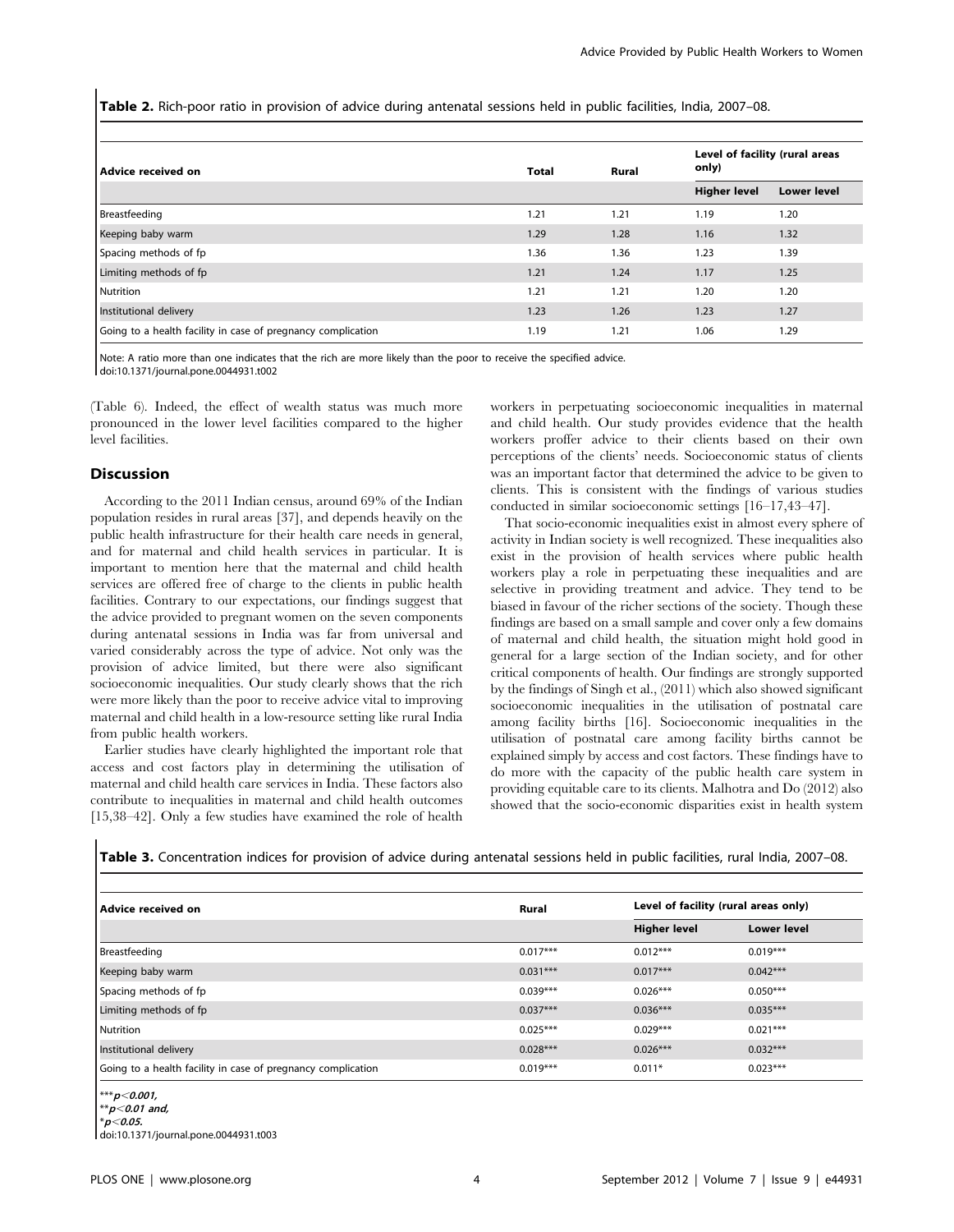**Table 2.** Rich-poor ratio in provision of advice during antenatal sessions held in public facilities, India, 2007–08.

| Advice received on | Total | Rural | Level of facility (rural areas only) | |
|---|---|---|---|---|
| | | | Higher level | Lower level |
| Breastfeeding | 1.21 | 1.21 | 1.19 | 1.20 |
| Keeping baby warm | 1.29 | 1.28 | 1.16 | 1.32 |
| Spacing methods of fp | 1.36 | 1.36 | 1.23 | 1.39 |
| Limiting methods of fp | 1.21 | 1.24 | 1.17 | 1.25 |
| Nutrition | 1.21 | 1.21 | 1.20 | 1.20 |
| Institutional delivery | 1.23 | 1.26 | 1.23 | 1.27 |
| Going to a health facility in case of pregnancy complication | 1.19 | 1.21 | 1.06 | 1.29 |

Note: A ratio more than one indicates that the rich are more likely than the poor to receive the specified advice.
doi:10.1371/journal.pone.0044931.t002

(Table 6). Indeed, the effect of wealth status was much more pronounced in the lower level facilities compared to the higher level facilities.

## Discussion

According to the 2011 Indian census, around 69% of the Indian population resides in rural areas [37], and depends heavily on the public health infrastructure for their health care needs in general, and for maternal and child health services in particular. It is important to mention here that the maternal and child health services are offered free of charge to the clients in public health facilities. Contrary to our expectations, our findings suggest that the advice provided to pregnant women on the seven components during antenatal sessions in India was far from universal and varied considerably across the type of advice. Not only was the provision of advice limited, but there were also significant socioeconomic inequalities. Our study clearly shows that the rich were more likely than the poor to receive advice vital to improving maternal and child health in a low-resource setting like rural India from public health workers.

Earlier studies have clearly highlighted the important role that access and cost factors play in determining the utilisation of maternal and child health care services in India. These factors also contribute to inequalities in maternal and child health outcomes [15,38–42]. Only a few studies have examined the role of health workers in perpetuating socioeconomic inequalities in maternal and child health. Our study provides evidence that the health workers proffer advice to their clients based on their own perceptions of the clients' needs. Socioeconomic status of clients was an important factor that determined the advice to be given to clients. This is consistent with the findings of various studies conducted in similar socioeconomic settings [16–17,43–47].

That socio-economic inequalities exist in almost every sphere of activity in Indian society is well recognized. These inequalities also exist in the provision of health services where public health workers play a role in perpetuating these inequalities and are selective in providing treatment and advice. They tend to be biased in favour of the richer sections of the society. Though these findings are based on a small sample and cover only a few domains of maternal and child health, the situation might hold good in general for a large section of the Indian society, and for other critical components of health. Our findings are strongly supported by the findings of Singh et al., (2011) which also showed significant socioeconomic inequalities in the utilisation of postnatal care among facility births [16]. Socioeconomic inequalities in the utilisation of postnatal care among facility births cannot be explained simply by access and cost factors. These findings have to do more with the capacity of the public health care system in providing equitable care to its clients. Malhotra and Do (2012) also showed that the socio-economic disparities exist in health system

**Table 3.** Concentration indices for provision of advice during antenatal sessions held in public facilities, rural India, 2007–08.

| Advice received on | Rural | Level of facility (rural areas only) | |
|---|---|---|---|
| | | Higher level | Lower level |
| Breastfeeding | 0.017*** | 0.012*** | 0.019*** |
| Keeping baby warm | 0.031*** | 0.017*** | 0.042*** |
| Spacing methods of fp | 0.039*** | 0.026*** | 0.050*** |
| Limiting methods of fp | 0.037*** | 0.036*** | 0.035*** |
| Nutrition | 0.025*** | 0.029*** | 0.021*** |
| Institutional delivery | 0.028*** | 0.026*** | 0.032*** |
| Going to a health facility in case of pregnancy complication | 0.019*** | 0.011* | 0.023*** |

***$p<0.001$,
**$p<0.01$ and,
*$p<0.05$.
doi:10.1371/journal.pone.0044931.t003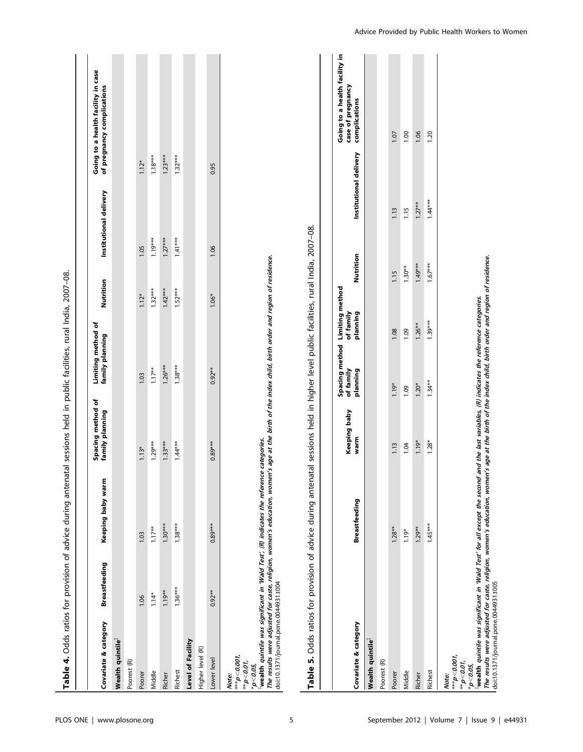**Table 4.** Odds ratios for provision of advice during antenatal sessions held in public facilities, rural India, 2007–08.

| Covariate & category | Breastfeeding | Keeping baby warm | Spacing method of family planning | Limiting method of family planning | Nutrition | Institutional delivery | Going to a health facility in case of pregnancy complications |
|---|---|---|---|---|---|---|---|
| **Wealth quintile**[‡] | | | | | | | |
| Poorest (R) | | | | | | | |
| Poorer | 1.06 | 1.03 | 1.13* | 1.03 | 1.12* | 1.05 | 1.12* |
| Middle | 1.14* | 1.17** | 1.29*** | 1.17** | 1.32*** | 1.19*** | 1.18*** |
| Richer | 1.19** | 1.30*** | 1.33*** | 1.26*** | 1.42*** | 1.27*** | 1.23*** |
| Richest | 1.36*** | 1.38*** | 1.44*** | 1.38*** | 1.52*** | 1.41*** | 1.32*** |
| **Level of Facility** | | | | | | | |
| Higher level (R) | | | | | | | |
| Lower level | 0.92** | 0.89*** | 0.89*** | 0.92** | 1.06* | 1.06 | 0.95 |

*Note:*
***$p<0.001$,
**$p<0.01$,
*$p<0.05$,
[‡]**wealth quintile was significant in 'Wald Test', (R) indicates the reference categories.**
***The results were adjusted for caste, religion, women's education, women's age at the birth of the index child, birth order and region of residence.***
doi:10.1371/journal.pone.0044931.t004

**Table 5.** Odds ratios for provision of advice during antenatal sessions held in higher level public facilities, rural India, 2007–08.

| Covariate & category | Breastfeeding | Keeping baby warm | Spacing method of family planning | Limiting method of family planning | Nutrition | Institutional delivery | Going to a health facility in case of pregnancy complications |
|---|---|---|---|---|---|---|---|
| **Wealth quintile**[‡] | | | | | | | |
| Poorest (R) | | | | | | | |
| Poorer | 1.28** | 1.13 | 1.19* | 1.08 | 1.15 | 1.13 | 1.07 |
| Middle | 1.19* | 1.04 | 1.09 | 1.09 | 1.30** | 1.15 | 1.00 |
| Richer | 1.29** | 1.19* | 1.20* | 1.26** | 1.49*** | 1.27** | 1.06 |
| Richest | 1.45*** | 1.28* | 1.34** | 1.39*** | 1.67*** | 1.44*** | 1.20 |

*Note:*
***$p<0.001$,
**$p<0.01$,
*$p<0.05$,
[‡]**wealth quintile was significant in 'Wald Test' for all except the second and the last variables, (R) indicates the reference categories.**
***The results were adjusted for caste, religion, women's education, women's age at the birth of the index child, birth order and region of residence.***
doi:10.1371/journal.pone.0044931.t005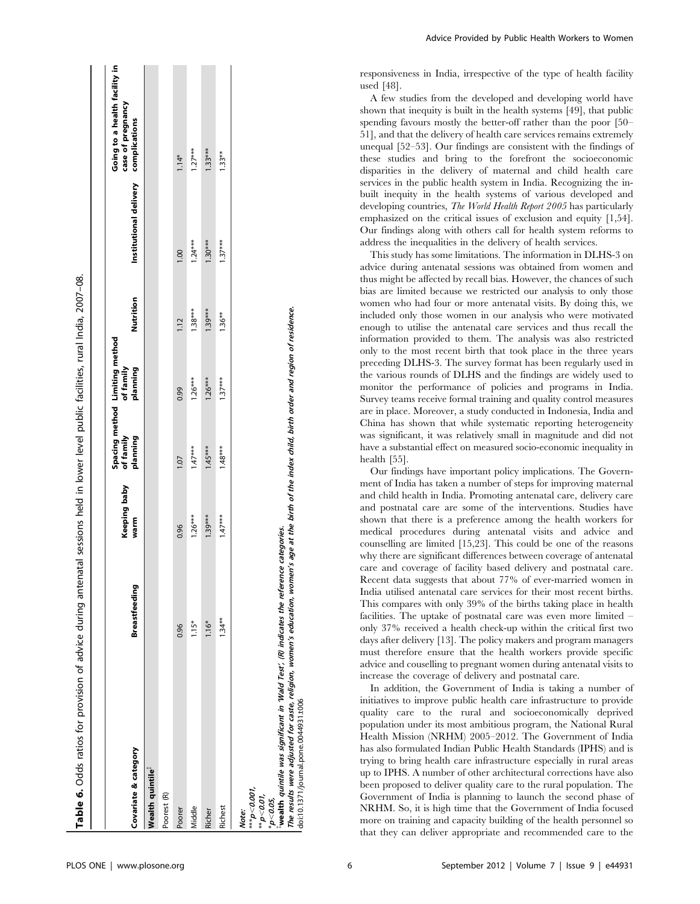**Table 6.** Odds ratios for provision of advice during antenatal sessions held in lower level public facilities, rural India, 2007–08.

| Covariate & category | Breastfeeding | Keeping baby warm | Spacing method of family planning | Limiting method of family planning | Nutrition | Institutional delivery | Going to a health facility in case of pregnancy complications |
|---|---|---|---|---|---|---|---|
| **Wealth quintile**[‡] | | | | | | | |
| Poorest (R) | | | | | | | |
| Poorer | 0.96 | 0.96 | 1.07 | 0.99 | 1.12 | 1.00 | 1.14* |
| Middle | 1.15* | 1.26*** | 1.47*** | 1.26*** | 1.38*** | 1.24*** | 1.27*** |
| Richer | 1.16* | 1.39*** | 1.45*** | 1.26*** | 1.39*** | 1.30*** | 1.33*** |
| Richest | 1.34** | 1.47*** | 1.48*** | 1.37*** | 1.36** | 1.37*** | 1.33** |

*Note:*
***$p<0.001$,
**$p<0.01$,
*$p<0.05$,
‡wealth quintile was significant in 'Wald Test', (R) indicates the reference categories.
*The results were adjusted for caste, religion, women's education, women's age at the birth of the index child, birth order and region of residence.*
doi:10.1371/journal.pone.0044931.t006

responsiveness in India, irrespective of the type of health facility used [48].

A few studies from the developed and developing world have shown that inequity is built in the health systems [49], that public spending favours mostly the better-off rather than the poor [50–51], and that the delivery of health care services remains extremely unequal [52–53]. Our findings are consistent with the findings of these studies and bring to the forefront the socioeconomic disparities in the delivery of maternal and child health care services in the public health system in India. Recognizing the in-built inequity in the health systems of various developed and developing countries, *The World Health Report 2005* has particularly emphasized on the critical issues of exclusion and equity [1,54]. Our findings along with others call for health system reforms to address the inequalities in the delivery of health services.

This study has some limitations. The information in DLHS-3 on advice during antenatal sessions was obtained from women and thus might be affected by recall bias. However, the chances of such bias are limited because we restricted our analysis to only those women who had four or more antenatal visits. By doing this, we included only those women in our analysis who were motivated enough to utilise the antenatal care services and thus recall the information provided to them. The analysis was also restricted only to the most recent birth that took place in the three years preceding DLHS-3. The survey format has been regularly used in the various rounds of DLHS and the findings are widely used to monitor the performance of policies and programs in India. Survey teams receive formal training and quality control measures are in place. Moreover, a study conducted in Indonesia, India and China has shown that while systematic reporting heterogeneity was significant, it was relatively small in magnitude and did not have a substantial effect on measured socio-economic inequality in health [55].

Our findings have important policy implications. The Government of India has taken a number of steps for improving maternal and child health in India. Promoting antenatal care, delivery care and postnatal care are some of the interventions. Studies have shown that there is a preference among the health workers for medical procedures during antenatal visits and advice and counselling are limited [15,23]. This could be one of the reasons why there are significant differences between coverage of antenatal care and coverage of facility based delivery and postnatal care. Recent data suggests that about 77% of ever-married women in India utilised antenatal care services for their most recent births. This compares with only 39% of the births taking place in health facilities. The uptake of postnatal care was even more limited – only 37% received a health check-up within the critical first two days after delivery [13]. The policy makers and program managers must therefore ensure that the health workers provide specific advice and couselling to pregnant women during antenatal visits to increase the coverage of delivery and postnatal care.

In addition, the Government of India is taking a number of initiatives to improve public health care infrastructure to provide quality care to the rural and socioeconomically deprived population under its most ambitious program, the National Rural Health Mission (NRHM) 2005–2012. The Government of India has also formulated Indian Public Health Standards (IPHS) and is trying to bring health care infrastructure especially in rural areas up to IPHS. A number of other architectural corrections have also been proposed to deliver quality care to the rural population. The Government of India is planning to launch the second phase of NRHM. So, it is high time that the Government of India focused more on training and capacity building of the health personnel so that they can deliver appropriate and recommended care to the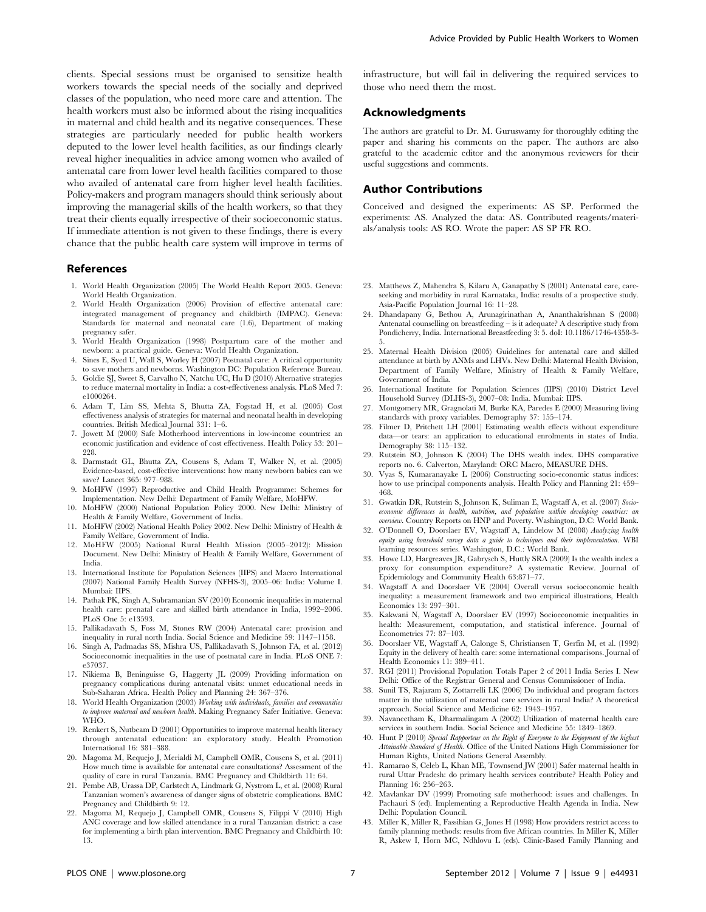clients. Special sessions must be organised to sensitize health workers towards the special needs of the socially and deprived classes of the population, who need more care and attention. The health workers must also be informed about the rising inequalities in maternal and child health and its negative consequences. These strategies are particularly needed for public health workers deputed to the lower level health facilities, as our findings clearly reveal higher inequalities in advice among women who availed of antenatal care from lower level health facilities compared to those who availed of antenatal care from higher level health facilities. Policy-makers and program managers should think seriously about improving the managerial skills of the health workers, so that they treat their clients equally irrespective of their socioeconomic status. If immediate attention is not given to these findings, there is every chance that the public health care system will improve in terms of infrastructure, but will fail in delivering the required services to those who need them the most.

## Acknowledgments

The authors are grateful to Dr. M. Guruswamy for thoroughly editing the paper and sharing his comments on the paper. The authors are also grateful to the academic editor and the anonymous reviewers for their useful suggestions and comments.

## Author Contributions

Conceived and designed the experiments: AS SP. Performed the experiments: AS. Analyzed the data: AS. Contributed reagents/materials/analysis tools: AS RO. Wrote the paper: AS SP FR RO.

## References

1. World Health Organization (2005) The World Health Report 2005. Geneva: World Health Organization.
2. World Health Organization (2006) Provision of effective antenatal care: integrated management of pregnancy and childbirth (IMPAC). Geneva: Standards for maternal and neonatal care (1.6), Department of making pregnancy safer.
3. World Health Organization (1998) Postpartum care of the mother and newborn: a practical guide. Geneva: World Health Organization.
4. Sines E, Syed U, Wall S, Worley H (2007) Postnatal care: A critical opportunity to save mothers and newborns. Washington DC: Population Reference Bureau.
5. Goldie SJ, Sweet S, Carvalho N, Natchu UC, Hu D (2010) Alternative strategies to reduce maternal mortality in India: a cost-effectiveness analysis. PLoS Med 7: e1000264.
6. Adam T, Lim SS, Mehta S, Bhutta ZA, Fogstad H, et al. (2005) Cost effectiveness analysis of strategies for maternal and neonatal health in developing countries. British Medical Journal 331: 1–6.
7. Jowett M (2000) Safe Motherhood interventions in low-income countries: an economic justification and evidence of cost effectiveness. Health Policy 53: 201–228.
8. Darmstadt GL, Bhutta ZA, Cousens S, Adam T, Walker N, et al. (2005) Evidence-based, cost-effective interventions: how many newborn babies can we save? Lancet 365: 977–988.
9. MoHFW (1997) Reproductive and Child Health Programme: Schemes for Implementation. New Delhi: Department of Family Welfare, MoHFW.
10. MoHFW (2000) National Population Policy 2000. New Delhi: Ministry of Health & Family Welfare, Government of India.
11. MoHFW (2002) National Health Policy 2002. New Delhi: Ministry of Health & Family Welfare, Government of India.
12. MoHFW (2005) National Rural Health Mission (2005–2012): Mission Document. New Delhi: Ministry of Health & Family Welfare, Government of India.
13. International Institute for Population Sciences (IIPS) and Macro International (2007) National Family Health Survey (NFHS-3), 2005–06: India: Volume I. Mumbai: IIPS.
14. Pathak PK, Singh A, Subramanian SV (2010) Economic inequalities in maternal health care: prenatal care and skilled birth attendance in India, 1992–2006. PLoS One 5: e13593.
15. Pallikadavath S, Foss M, Stones RW (2004) Antenatal care: provision and inequality in rural north India. Social Science and Medicine 59: 1147–1158.
16. Singh A, Padmadas SS, Mishra US, Pallikadavath S, Johnson FA, et al. (2012) Socioeconomic inequalities in the use of postnatal care in India. PLoS ONE 7: e37037.
17. Nikiema B, Beninguisse G, Haggerty JL (2009) Providing information on pregnancy complications during antenatal visits: unmet educational needs in Sub-Saharan Africa. Health Policy and Planning 24: 367–376.
18. World Health Organization (2003) *Working with individuals, families and communities to improve maternal and newborn health*. Making Pregnancy Safer Initiative. Geneva: WHO.
19. Renkert S, Nutbeam D (2001) Opportunities to improve maternal health literacy through antenatal education: an exploratory study. Health Promotion International 16: 381–388.
20. Magoma M, Requejo J, Merialdi M, Campbell OMR, Cousens S, et al. (2011) How much time is available for antenatal care consultations? Assessment of the quality of care in rural Tanzania. BMC Pregnancy and Childbirth 11: 64.
21. Pembe AB, Urassa DP, Carlstedt A, Lindmark G, Nystrom L, et al. (2008) Rural Tanzanian women's awareness of danger signs of obstetric complications. BMC Pregnancy and Childbirth 9: 12.
22. Magoma M, Requejo J, Campbell OMR, Cousens S, Filippi V (2010) High ANC coverage and low skilled attendance in a rural Tanzanian district: a case for implementing a birth plan intervention. BMC Pregnancy and Childbirth 10: 13.
23. Matthews Z, Mahendra S, Kilaru A, Ganapathy S (2001) Antenatal care, care-seeking and morbidity in rural Karnataka, India: results of a prospective study. Asia-Pacific Population Journal 16: 11–28.
24. Dhandapany G, Bethou A, Arunagirinathan A, Ananthakrishnan S (2008) Antenatal counselling on breastfeeding – is it adequate? A descriptive study from Pondicherry, India. International Breastfeeding 3: 5. doI: 10.1186/1746-4358-3-5.
25. Maternal Health Division (2005) Guidelines for antenatal care and skilled attendance at birth by ANMs and LHVs. New Delhi: Maternal Health Division, Department of Family Welfare, Ministry of Health & Family Welfare, Government of India.
26. International Institute for Population Sciences (IIPS) (2010) District Level Household Survey (DLHS-3), 2007–08: India. Mumbai: IIPS.
27. Montgomery MR, Gragnolati M, Burke KA, Paredes E (2000) Measuring living standards with proxy variables. Demography 37: 155–174.
28. Filmer D, Pritchett LH (2001) Estimating wealth effects without expenditure data—or tears: an application to educational enrolments in states of India. Demography 38: 115–132.
29. Rutstein SO, Johnson K (2004) The DHS wealth index. DHS comparative reports no. 6. Calverton, Maryland: ORC Macro, MEASURE DHS.
30. Vyas S, Kumaranayake L (2006) Constructing socio-economic status indices: how to use principal components analysis. Health Policy and Planning 21: 459–468.
31. Gwatkin DR, Rutstein S, Johnson K, Suliman E, Wagstaff A, et al. (2007) *Socio-economic differences in health, nutrition, and population within developing countries: an overview*. Country Reports on HNP and Poverty. Washington, D.C: World Bank.
32. O'Donnell O, Doorslaer EV, Wagstaff A, Lindelow M (2008) *Analyzing health equity using household survey data a guide to techniques and their implementation*. WBI learning resources series. Washington, D.C.: World Bank.
33. Howe LD, Hargreaves JR, Gabrysch S, Huttly SRA (2009) Is the wealth index a proxy for consumption expenditure? A systematic Review. Journal of Epidemiology and Community Health 63:871–77.
34. Wagstaff A and Doorslaer VE (2004) Overall versus socioeconomic health inequality: a measurement framework and two empirical illustrations, Health Economics 13: 297–301.
35. Kakwani N, Wagstaff A, Doorslaer EV (1997) Socioeconomic inequalities in health: Measurement, computation, and statistical inference. Journal of Econometrics 77: 87–103.
36. Doorslaer VE, Wagstaff A, Calonge S, Christiansen T, Gerfin M, et al. (1992) Equity in the delivery of health care: some international comparisons. Journal of Health Economics 11: 389–411.
37. RGI (2011) Provisional Population Totals Paper 2 of 2011 India Series I. New Delhi: Office of the Registrar General and Census Commissioner of India.
38. Sunil TS, Rajaram S, Zottarelli LK (2006) Do individual and program factors matter in the utilization of maternal care services in rural India? A theoretical approach. Social Science and Medicine 62: 1943–1957.
39. Navaneetham K, Dharmalingam A (2002) Utilization of maternal health care services in southern India. Social Science and Medicine 55: 1849–1869.
40. Hunt P (2010) *Special Rapporteur on the Right of Everyone to the Enjoyment of the highest Attainable Standard of Health*. Office of the United Nations High Commissioner for Human Rights, United Nations General Assembly.
41. Ramarao S, Celeb L, Khan ME, Townsend JW (2001) Safer maternal health in rural Uttar Pradesh: do primary health services contribute? Health Policy and Planning 16: 256–263.
42. Mavlankar DV (1999) Promoting safe motherhood: issues and challenges. In Pachauri S (ed). Implementing a Reproductive Health Agenda in India. New Delhi: Population Council.
43. Miller K, Miller R, Fassihian G, Jones H (1998) How providers restrict access to family planning methods: results from five African countries. In Miller K, Miller R, Askew I, Horn MC, Ndhlovu L (eds). Clinic-Based Family Planning and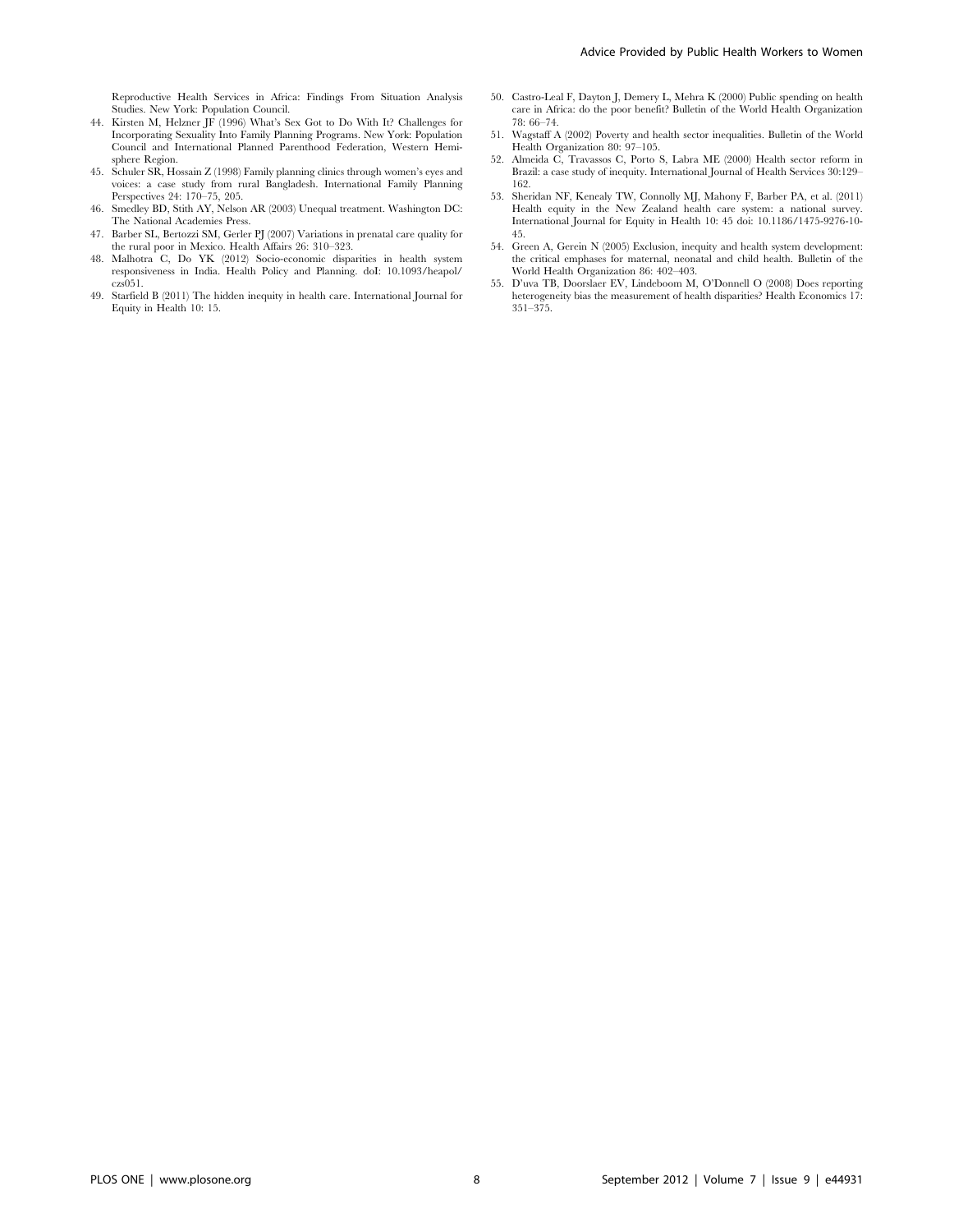Reproductive Health Services in Africa: Findings From Situation Analysis Studies. New York: Population Council.

44. Kirsten M, Helzner JF (1996) What's Sex Got to Do With It? Challenges for Incorporating Sexuality Into Family Planning Programs. New York: Population Council and International Planned Parenthood Federation, Western Hemisphere Region.
45. Schuler SR, Hossain Z (1998) Family planning clinics through women's eyes and voices: a case study from rural Bangladesh. International Family Planning Perspectives 24: 170–75, 205.
46. Smedley BD, Stith AY, Nelson AR (2003) Unequal treatment. Washington DC: The National Academies Press.
47. Barber SL, Bertozzi SM, Gerler PJ (2007) Variations in prenatal care quality for the rural poor in Mexico. Health Affairs 26: 310–323.
48. Malhotra C, Do YK (2012) Socio-economic disparities in health system responsiveness in India. Health Policy and Planning. doI: 10.1093/heapol/czs051.
49. Starfield B (2011) The hidden inequity in health care. International Journal for Equity in Health 10: 15.
50. Castro-Leal F, Dayton J, Demery L, Mehra K (2000) Public spending on health care in Africa: do the poor benefit? Bulletin of the World Health Organization 78: 66–74.
51. Wagstaff A (2002) Poverty and health sector inequalities. Bulletin of the World Health Organization 80: 97–105.
52. Almeida C, Travassos C, Porto S, Labra ME (2000) Health sector reform in Brazil: a case study of inequity. International Journal of Health Services 30:129–162.
53. Sheridan NF, Kenealy TW, Connolly MJ, Mahony F, Barber PA, et al. (2011) Health equity in the New Zealand health care system: a national survey. International Journal for Equity in Health 10: 45 doi: 10.1186/1475-9276-10-45.
54. Green A, Gerein N (2005) Exclusion, inequity and health system development: the critical emphases for maternal, neonatal and child health. Bulletin of the World Health Organization 86: 402–403.
55. D'uva TB, Doorslaer EV, Lindeboom M, O'Donnell O (2008) Does reporting heterogeneity bias the measurement of health disparities? Health Economics 17: 351–375.